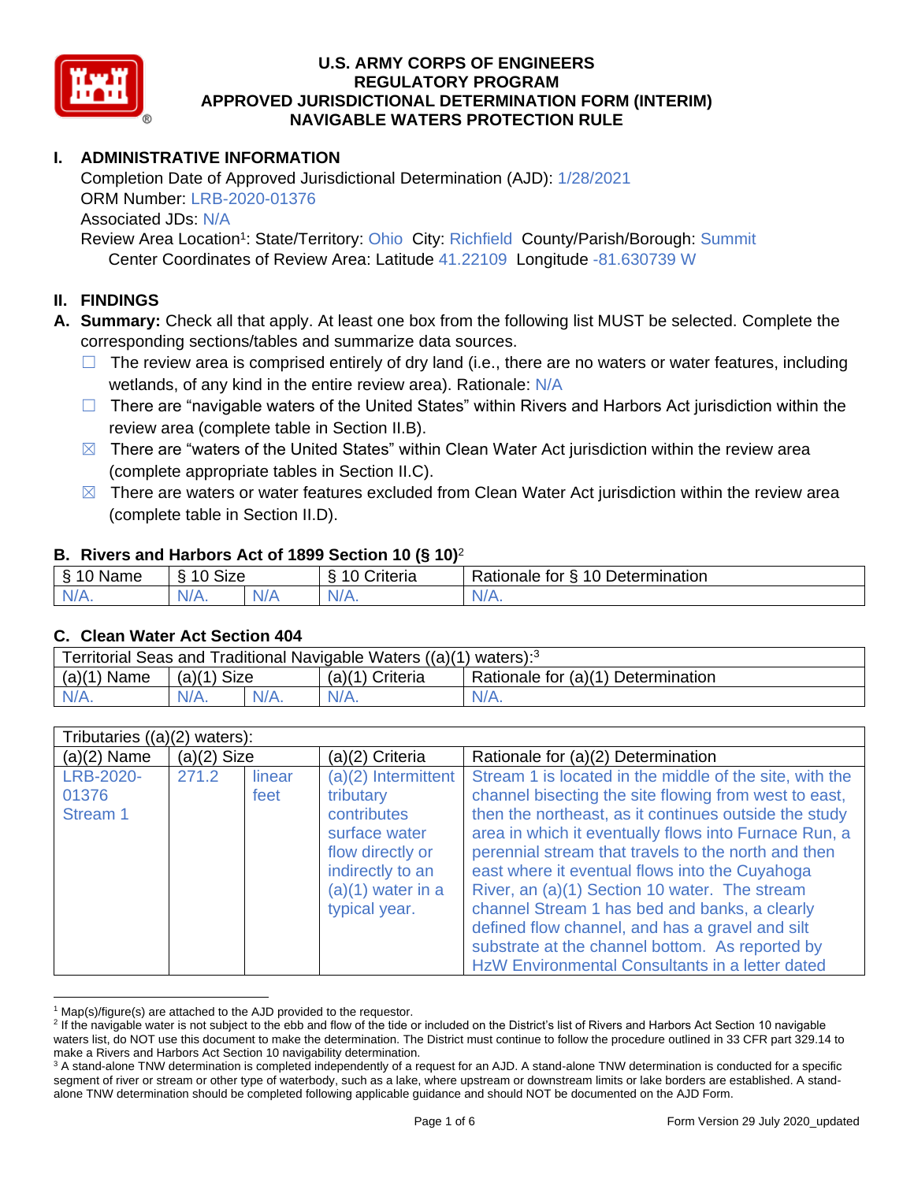# U.S. ARMY CORPS OF ENGINEERS
# REGULATORY PROGRAM
# APPROVED JURISDICTIONAL DETERMINATION FORM (INTERIM)
# NAVIGABLE WATERS PROTECTION RULE

## I. ADMINISTRATIVE INFORMATION

Completion Date of Approved Jurisdictional Determination (AJD): 1/28/2021
ORM Number: LRB-2020-01376
Associated JDs: N/A
Review Area Location[1]: State/Territory: Ohio City: Richfield County/Parish/Borough: Summit
Center Coordinates of Review Area: Latitude 41.22109 Longitude -81.630739 W

## II. FINDINGS

**A. Summary:** Check all that apply. At least one box from the following list MUST be selected. Complete the corresponding sections/tables and summarize data sources.

- ☐ The review area is comprised entirely of dry land (i.e., there are no waters or water features, including wetlands, of any kind in the entire review area). Rationale: N/A
- ☐ There are "navigable waters of the United States" within Rivers and Harbors Act jurisdiction within the review area (complete table in Section II.B).
- ☒ There are "waters of the United States" within Clean Water Act jurisdiction within the review area (complete appropriate tables in Section II.C).
- ☒ There are waters or water features excluded from Clean Water Act jurisdiction within the review area (complete table in Section II.D).

### B. Rivers and Harbors Act of 1899 Section 10 (§ 10)[2]

| § 10 Name | § 10 Size | | § 10 Criteria | Rationale for § 10 Determination |
|---|---|---|---|---|
| N/A. | N/A. | N/A | N/A. | N/A. |

### C. Clean Water Act Section 404

| Territorial Seas and Traditional Navigable Waters ((a)(1) waters):[3] | | | | |
|---|---|---|---|---|
| (a)(1) Name | (a)(1) Size | | (a)(1) Criteria | Rationale for (a)(1) Determination |
| N/A. | N/A. | N/A. | N/A. | N/A. |

| Tributaries ((a)(2) waters): | | | | |
|---|---|---|---|---|
| (a)(2) Name | (a)(2) Size | | (a)(2) Criteria | Rationale for (a)(2) Determination |
| LRB-2020-01376 Stream 1 | 271.2 | linear feet | (a)(2) Intermittent tributary contributes surface water flow directly or indirectly to an (a)(1) water in a typical year. | Stream 1 is located in the middle of the site, with the channel bisecting the site flowing from west to east, then the northeast, as it continues outside the study area in which it eventually flows into Furnace Run, a perennial stream that travels to the north and then east where it eventual flows into the Cuyahoga River, an (a)(1) Section 10 water. The stream channel Stream 1 has bed and banks, a clearly defined flow channel, and has a gravel and silt substrate at the channel bottom. As reported by HzW Environmental Consultants in a letter dated |

[1] Map(s)/figure(s) are attached to the AJD provided to the requestor.
[2] If the navigable water is not subject to the ebb and flow of the tide or included on the District's list of Rivers and Harbors Act Section 10 navigable waters list, do NOT use this document to make the determination. The District must continue to follow the procedure outlined in 33 CFR part 329.14 to make a Rivers and Harbors Act Section 10 navigability determination.
[3] A stand-alone TNW determination is completed independently of a request for an AJD. A stand-alone TNW determination is conducted for a specific segment of river or stream or other type of waterbody, such as a lake, where upstream or downstream limits or lake borders are established. A stand-alone TNW determination should be completed following applicable guidance and should NOT be documented on the AJD Form.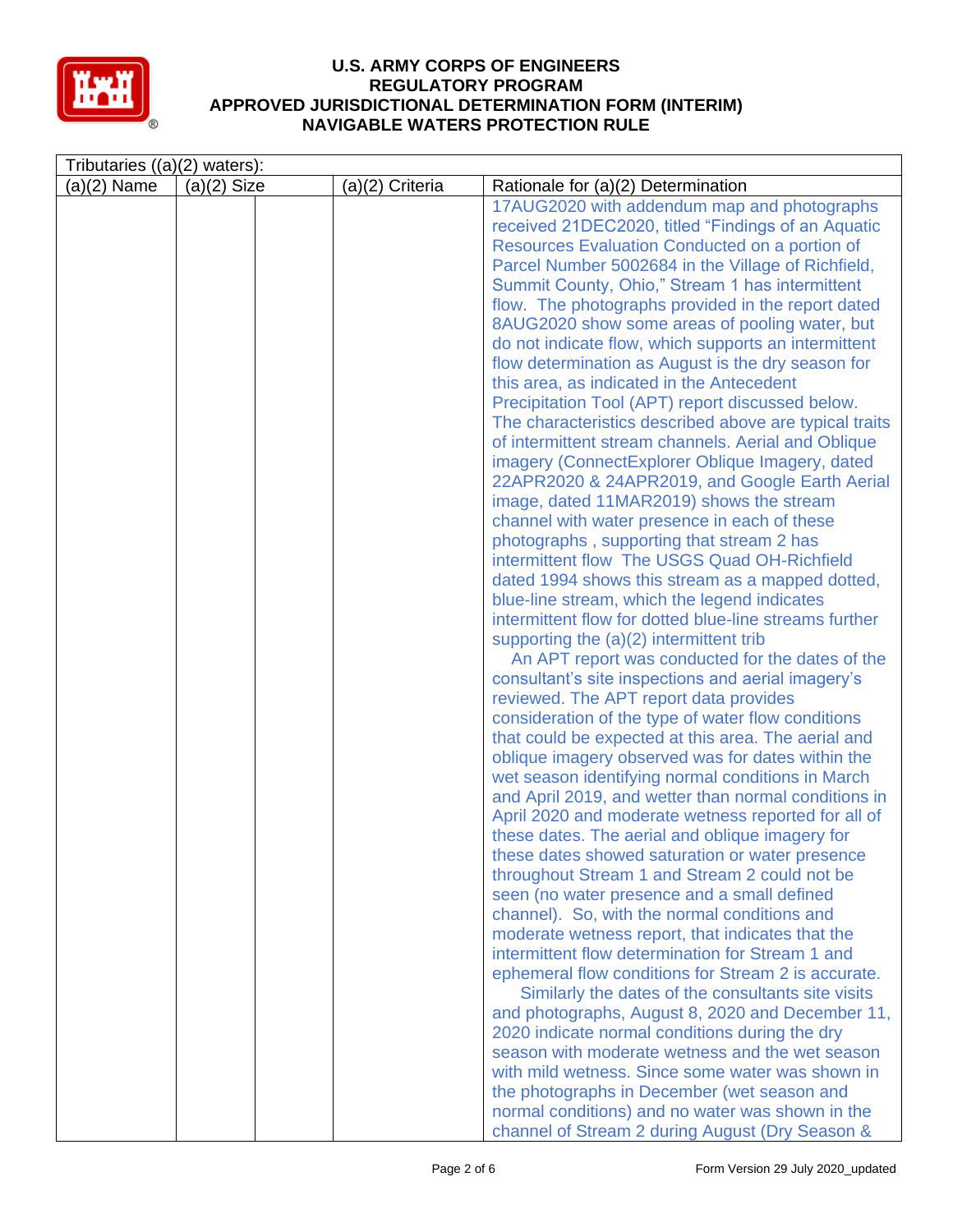# U.S. ARMY CORPS OF ENGINEERS
## REGULATORY PROGRAM
## APPROVED JURISDICTIONAL DETERMINATION FORM (INTERIM)
## NAVIGABLE WATERS PROTECTION RULE

| Tributaries ((a)(2) waters): | | | | |
|---|---|---|---|---|
| (a)(2) Name | (a)(2) Size | | (a)(2) Criteria | Rationale for (a)(2) Determination |
| | | | | 17AUG2020 with addendum map and photographs received 21DEC2020, titled "Findings of an Aquatic Resources Evaluation Conducted on a portion of Parcel Number 5002684 in the Village of Richfield, Summit County, Ohio," Stream 1 has intermittent flow. The photographs provided in the report dated 8AUG2020 show some areas of pooling water, but do not indicate flow, which supports an intermittent flow determination as August is the dry season for this area, as indicated in the Antecedent Precipitation Tool (APT) report discussed below. The characteristics described above are typical traits of intermittent stream channels. Aerial and Oblique imagery (ConnectExplorer Oblique Imagery, dated 22APR2020 & 24APR2019, and Google Earth Aerial image, dated 11MAR2019) shows the stream channel with water presence in each of these photographs , supporting that stream 2 has intermittent flow The USGS Quad OH-Richfield dated 1994 shows this stream as a mapped dotted, blue-line stream, which the legend indicates intermittent flow for dotted blue-line streams further supporting the (a)(2) intermittent trib<br>An APT report was conducted for the dates of the consultant's site inspections and aerial imagery's reviewed. The APT report data provides consideration of the type of water flow conditions that could be expected at this area. The aerial and oblique imagery observed was for dates within the wet season identifying normal conditions in March and April 2019, and wetter than normal conditions in April 2020 and moderate wetness reported for all of these dates. The aerial and oblique imagery for these dates showed saturation or water presence throughout Stream 1 and Stream 2 could not be seen (no water presence and a small defined channel). So, with the normal conditions and moderate wetness report, that indicates that the intermittent flow determination for Stream 1 and ephemeral flow conditions for Stream 2 is accurate.<br>Similarly the dates of the consultants site visits and photographs, August 8, 2020 and December 11, 2020 indicate normal conditions during the dry season with moderate wetness and the wet season with mild wetness. Since some water was shown in the photographs in December (wet season and normal conditions) and no water was shown in the channel of Stream 2 during August (Dry Season & |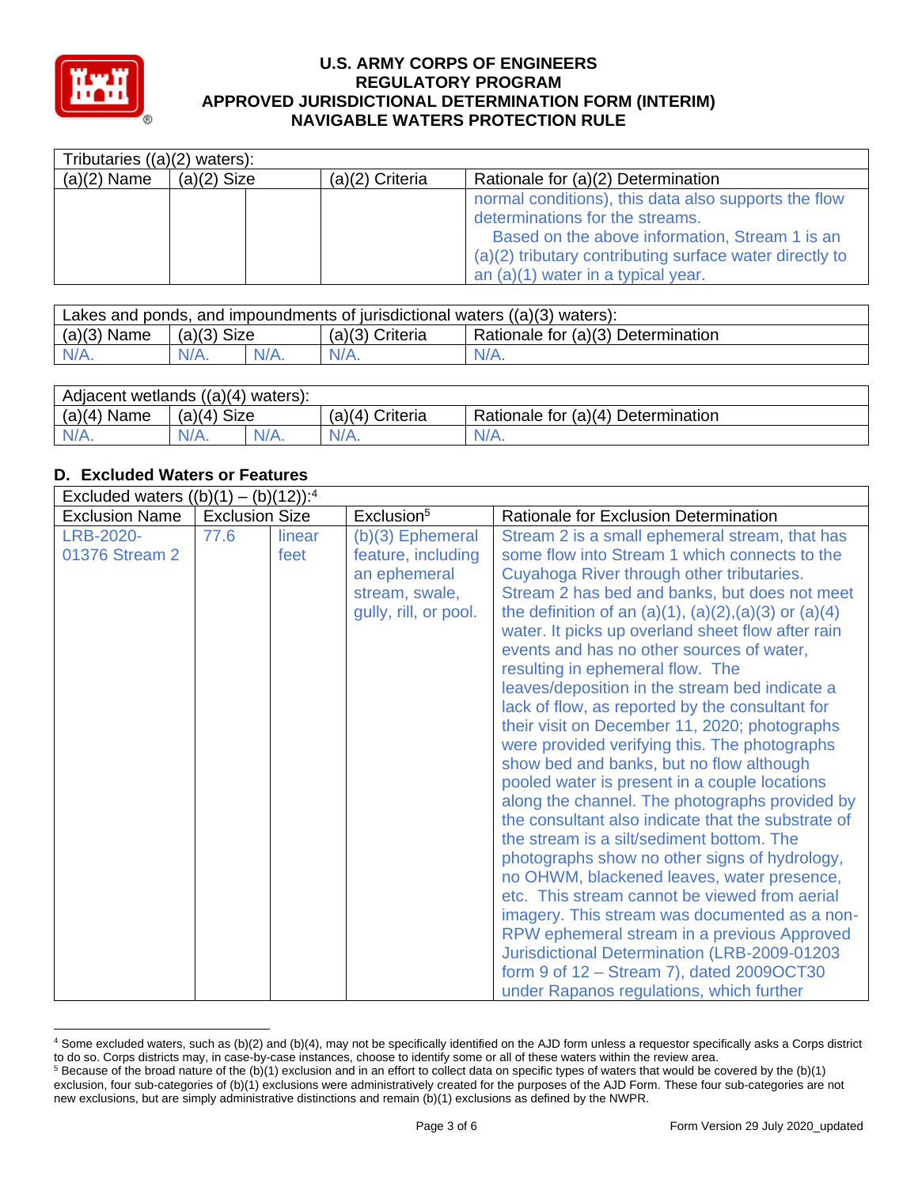| Tributaries ((a)(2) waters): | | | | |
|---|---|---|---|---|
| (a)(2) Name | (a)(2) Size | | (a)(2) Criteria | Rationale for (a)(2) Determination |
| | | | | normal conditions), this data also supports the flow determinations for the streams. Based on the above information, Stream 1 is an (a)(2) tributary contributing surface water directly to an (a)(1) water in a typical year. |

| Lakes and ponds, and impoundments of jurisdictional waters ((a)(3) waters): | | | | |
|---|---|---|---|---|
| (a)(3) Name | (a)(3) Size | | (a)(3) Criteria | Rationale for (a)(3) Determination |
| N/A. | N/A. | N/A. | N/A. | N/A. |

| Adjacent wetlands ((a)(4) waters): | | | | |
|---|---|---|---|---|
| (a)(4) Name | (a)(4) Size | | (a)(4) Criteria | Rationale for (a)(4) Determination |
| N/A. | N/A. | N/A. | N/A. | N/A. |

## D. Excluded Waters or Features

| Excluded waters ((b)(1) – (b)(12)):[4] | | | | |
|---|---|---|---|---|
| Exclusion Name | Exclusion Size | | Exclusion[5] | Rationale for Exclusion Determination |
| LRB-2020-01376 Stream 2 | 77.6 | linear feet | (b)(3) Ephemeral feature, including an ephemeral stream, swale, gully, rill, or pool. | Stream 2 is a small ephemeral stream, that has some flow into Stream 1 which connects to the Cuyahoga River through other tributaries. Stream 2 has bed and banks, but does not meet the definition of an (a)(1), (a)(2),(a)(3) or (a)(4) water. It picks up overland sheet flow after rain events and has no other sources of water, resulting in ephemeral flow. The leaves/deposition in the stream bed indicate a lack of flow, as reported by the consultant for their visit on December 11, 2020; photographs were provided verifying this. The photographs show bed and banks, but no flow although pooled water is present in a couple locations along the channel. The photographs provided by the consultant also indicate that the substrate of the stream is a silt/sediment bottom. The photographs show no other signs of hydrology, no OHWM, blackened leaves, water presence, etc. This stream cannot be viewed from aerial imagery. This stream was documented as a non-RPW ephemeral stream in a previous Approved Jurisdictional Determination (LRB-2009-01203 form 9 of 12 – Stream 7), dated 2009OCT30 under Rapanos regulations, which further |

[4] Some excluded waters, such as (b)(2) and (b)(4), may not be specifically identified on the AJD form unless a requestor specifically asks a Corps district to do so. Corps districts may, in case-by-case instances, choose to identify some or all of these waters within the review area.
[5] Because of the broad nature of the (b)(1) exclusion and in an effort to collect data on specific types of waters that would be covered by the (b)(1) exclusion, four sub-categories of (b)(1) exclusions were administratively created for the purposes of the AJD Form. These four sub-categories are not new exclusions, but are simply administrative distinctions and remain (b)(1) exclusions as defined by the NWPR.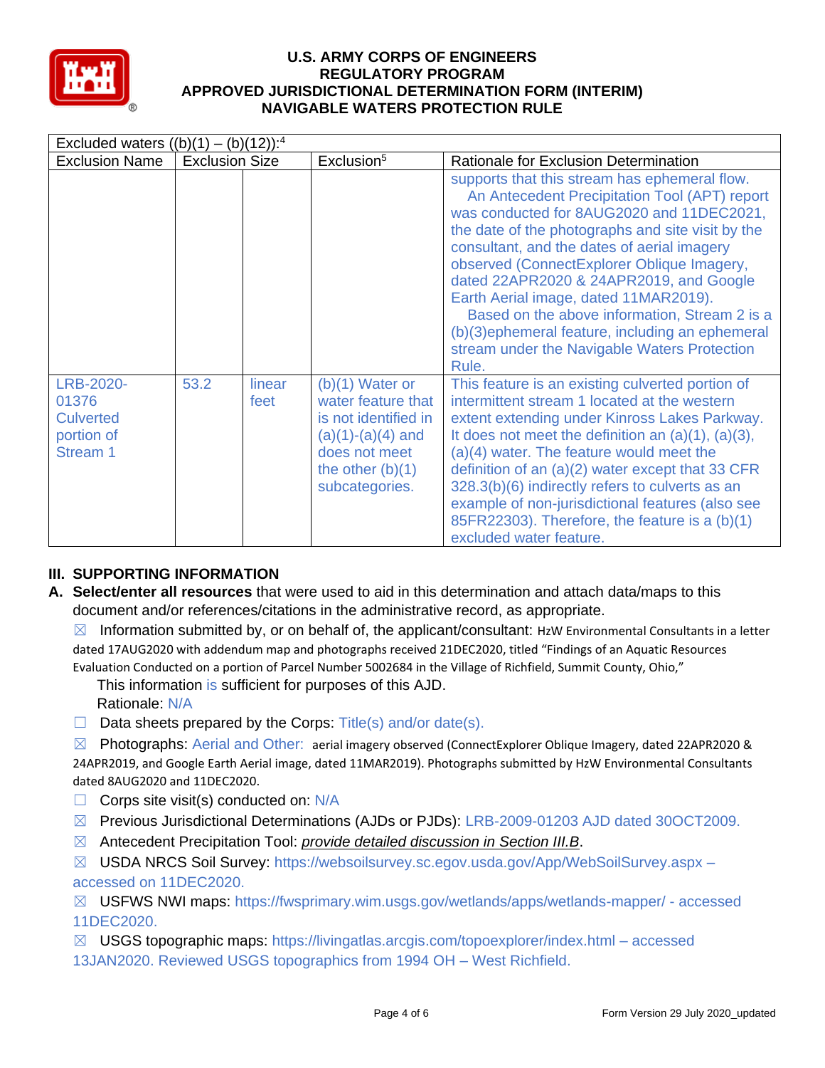| Excluded waters ((b)(1) – (b)(12)):[4] | | | | |
|---|---|---|---|---|
| Exclusion Name | Exclusion Size | | Exclusion[5] | Rationale for Exclusion Determination |
| | | | | supports that this stream has ephemeral flow. An Antecedent Precipitation Tool (APT) report was conducted for 8AUG2020 and 11DEC2021, the date of the photographs and site visit by the consultant, and the dates of aerial imagery observed (ConnectExplorer Oblique Imagery, dated 22APR2020 & 24APR2019, and Google Earth Aerial image, dated 11MAR2019). Based on the above information, Stream 2 is a (b)(3)ephemeral feature, including an ephemeral stream under the Navigable Waters Protection Rule. |
| LRB-2020-01376 Culverted portion of Stream 1 | 53.2 | linear feet | (b)(1) Water or water feature that is not identified in (a)(1)-(a)(4) and does not meet the other (b)(1) subcategories. | This feature is an existing culverted portion of intermittent stream 1 located at the western extent extending under Kinross Lakes Parkway. It does not meet the definition an (a)(1), (a)(3), (a)(4) water. The feature would meet the definition of an (a)(2) water except that 33 CFR 328.3(b)(6) indirectly refers to culverts as an example of non-jurisdictional features (also see 85FR22303). Therefore, the feature is a (b)(1) excluded water feature. |

## III. SUPPORTING INFORMATION

**A. Select/enter all resources** that were used to aid in this determination and attach data/maps to this document and/or references/citations in the administrative record, as appropriate.

☒ Information submitted by, or on behalf of, the applicant/consultant: HzW Environmental Consultants in a letter dated 17AUG2020 with addendum map and photographs received 21DEC2020, titled "Findings of an Aquatic Resources Evaluation Conducted on a portion of Parcel Number 5002684 in the Village of Richfield, Summit County, Ohio,"
This information is sufficient for purposes of this AJD.
Rationale: N/A

☐ Data sheets prepared by the Corps: Title(s) and/or date(s).

☒ Photographs: Aerial and Other: aerial imagery observed (ConnectExplorer Oblique Imagery, dated 22APR2020 & 24APR2019, and Google Earth Aerial image, dated 11MAR2019). Photographs submitted by HzW Environmental Consultants dated 8AUG2020 and 11DEC2020.

☐ Corps site visit(s) conducted on: N/A

☒ Previous Jurisdictional Determinations (AJDs or PJDs): LRB-2009-01203 AJD dated 30OCT2009.

☒ Antecedent Precipitation Tool: *provide detailed discussion in Section III.B*.

☒ USDA NRCS Soil Survey: https://websoilsurvey.sc.egov.usda.gov/App/WebSoilSurvey.aspx – accessed on 11DEC2020.

☒ USFWS NWI maps: https://fwsprimary.wim.usgs.gov/wetlands/apps/wetlands-mapper/ - accessed 11DEC2020.

☒ USGS topographic maps: https://livingatlas.arcgis.com/topoexplorer/index.html – accessed 13JAN2020. Reviewed USGS topographics from 1994 OH – West Richfield.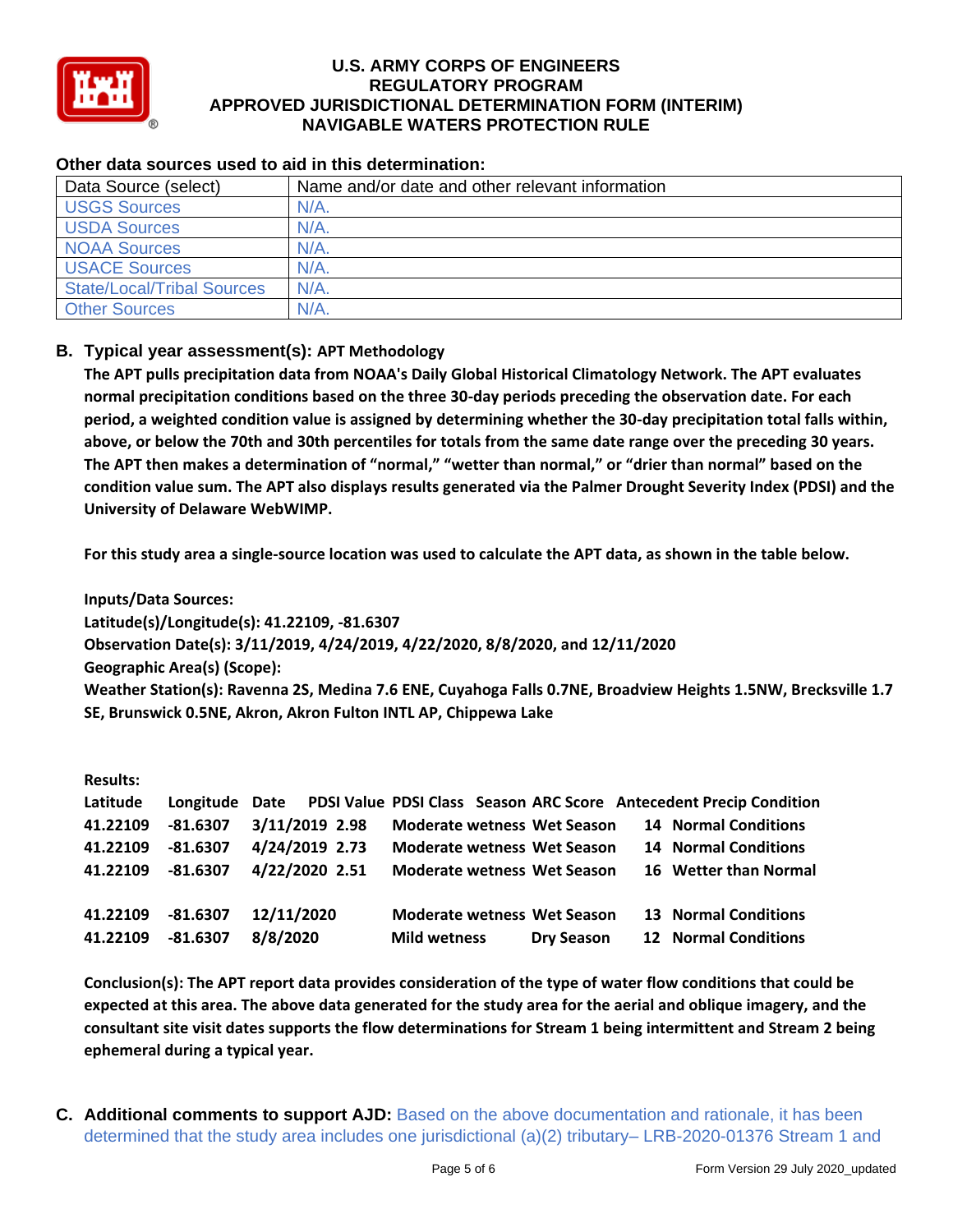### Other data sources used to aid in this determination:

| Data Source (select) | Name and/or date and other relevant information |
|---|---|
| USGS Sources | N/A. |
| USDA Sources | N/A. |
| NOAA Sources | N/A. |
| USACE Sources | N/A. |
| State/Local/Tribal Sources | N/A. |
| Other Sources | N/A. |

**B. Typical year assessment(s): APT Methodology**

**The APT pulls precipitation data from NOAA's Daily Global Historical Climatology Network. The APT evaluates normal precipitation conditions based on the three 30-day periods preceding the observation date. For each period, a weighted condition value is assigned by determining whether the 30-day precipitation total falls within, above, or below the 70th and 30th percentiles for totals from the same date range over the preceding 30 years. The APT then makes a determination of "normal," "wetter than normal," or "drier than normal" based on the condition value sum. The APT also displays results generated via the Palmer Drought Severity Index (PDSI) and the University of Delaware WebWIMP.**

**For this study area a single-source location was used to calculate the APT data, as shown in the table below.**

**Inputs/Data Sources:**
**Latitude(s)/Longitude(s): 41.22109, -81.6307**
**Observation Date(s): 3/11/2019, 4/24/2019, 4/22/2020, 8/8/2020, and 12/11/2020**
**Geographic Area(s) (Scope):**
**Weather Station(s): Ravenna 2S, Medina 7.6 ENE, Cuyahoga Falls 0.7NE, Broadview Heights 1.5NW, Brecksville 1.7 SE, Brunswick 0.5NE, Akron, Akron Fulton INTL AP, Chippewa Lake**

**Results:**

| Latitude | Longitude | Date | PDSI Value | PDSI Class | Season | ARC Score | Antecedent Precip Condition |
|---|---|---|---|---|---|---|---|
| 41.22109 | -81.6307 | 3/11/2019 | 2.98 | Moderate wetness | Wet Season | 14 | Normal Conditions |
| 41.22109 | -81.6307 | 4/24/2019 | 2.73 | Moderate wetness | Wet Season | 14 | Normal Conditions |
| 41.22109 | -81.6307 | 4/22/2020 | 2.51 | Moderate wetness | Wet Season | 16 | Wetter than Normal |
| 41.22109 | -81.6307 | 12/11/2020 | | Moderate wetness | Wet Season | 13 | Normal Conditions |
| 41.22109 | -81.6307 | 8/8/2020 | | Mild wetness | Dry Season | 12 | Normal Conditions |

**Conclusion(s): The APT report data provides consideration of the type of water flow conditions that could be expected at this area. The above data generated for the study area for the aerial and oblique imagery, and the consultant site visit dates supports the flow determinations for Stream 1 being intermittent and Stream 2 being ephemeral during a typical year.**

**C. Additional comments to support AJD:** Based on the above documentation and rationale, it has been determined that the study area includes one jurisdictional (a)(2) tributary– LRB-2020-01376 Stream 1 and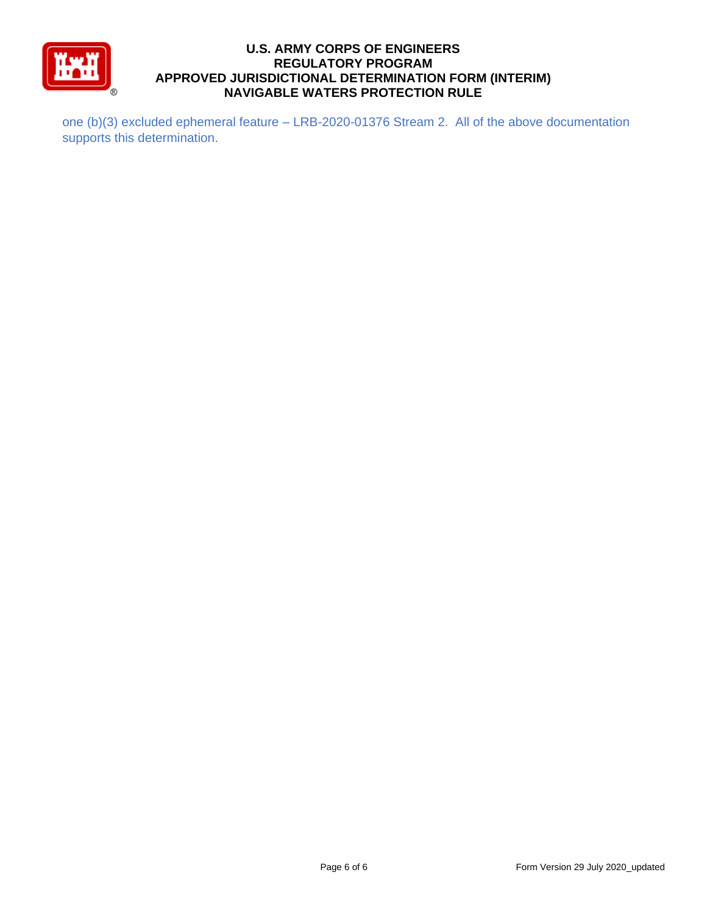one (b)(3) excluded ephemeral feature – LRB-2020-01376 Stream 2. All of the above documentation supports this determination.